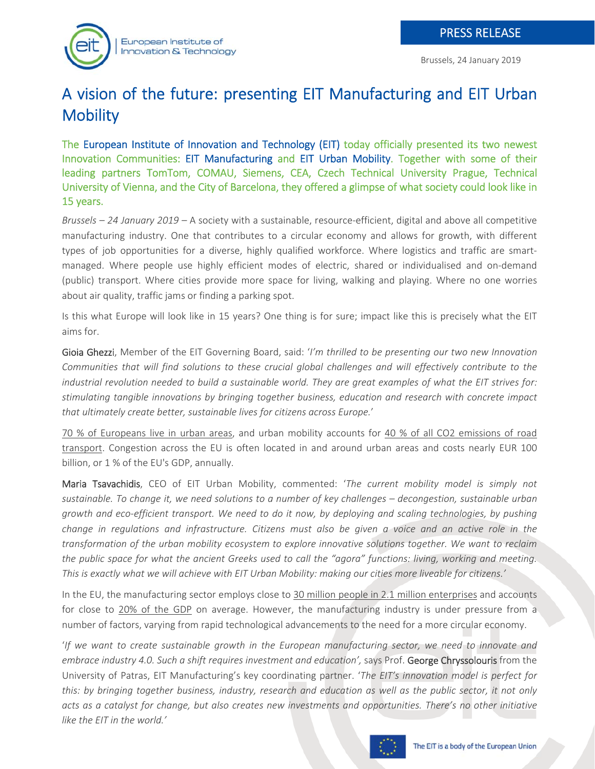PRESS RELEASE

Brussels, 24 January 2019

# A vision of the future: presenting EIT Manufacturing and EIT Urban Mobility

**The European Institute of Innovation and Technology (EIT) today officially presented its two newest Innovation Communities: EIT Manufacturing and EIT Urban Mobility. Together with some of their leading partners TomTom, COMAU, Siemens, CEA, Czech Technical University Prague, Technical University of Vienna, and the City of Barcelona, they offered a glimpse of what society could look like in 15 years.**

*Brussels – 24 January 2019* – A society with a sustainable, resource-efficient, digital and above all competitive manufacturing industry. One that contributes to a circular economy and allows for growth, with different types of job opportunities for a diverse, highly qualified workforce. Where logistics and traffic are smart-managed. Where people use highly efficient modes of electric, shared or individualised and on-demand (public) transport. Where cities provide more space for living, walking and playing. Where no one worries about air quality, traffic jams or finding a parking spot.

Is this what Europe will look like in 15 years? One thing is for sure; impact like this is precisely what the EIT aims for.

Gioia Ghezzi, Member of the EIT Governing Board, said: '*I'm thrilled to be presenting our two new Innovation Communities that will find solutions to these crucial global challenges and will effectively contribute to the industrial revolution needed to build a sustainable world. They are great examples of what the EIT strives for: stimulating tangible innovations by bringing together business, education and research with concrete impact that ultimately create better, sustainable lives for citizens across Europe.*'

70 % of Europeans live in urban areas, and urban mobility accounts for 40 % of all $CO_2$ emissions of road transport. Congestion across the EU is often located in and around urban areas and costs nearly EUR 100 billion, or 1 % of the EU's GDP, annually.

Maria Tsavachidis, CEO of EIT Urban Mobility, commented: '*The current mobility model is simply not sustainable. To change it, we need solutions to a number of key challenges – decongestion, sustainable urban growth and eco-efficient transport. We need to do it now, by deploying and scaling technologies, by pushing change in regulations and infrastructure. Citizens must also be given a voice and an active role in the transformation of the urban mobility ecosystem to explore innovative solutions together. We want to reclaim the public space for what the ancient Greeks used to call the "agora" functions: living, working and meeting. This is exactly what we will achieve with EIT Urban Mobility: making our cities more liveable for citizens.*'

In the EU, the manufacturing sector employs close to 30 million people in 2.1 million enterprises and accounts for close to 20% of the GDP on average. However, the manufacturing industry is under pressure from a number of factors, varying from rapid technological advancements to the need for a more circular economy.

'*If we want to create sustainable growth in the European manufacturing sector, we need to innovate and embrace industry 4.0. Such a shift requires investment and education*', says Prof. George Chryssolouris from the University of Patras, EIT Manufacturing's key coordinating partner. '*The EIT's innovation model is perfect for this: by bringing together business, industry, research and education as well as the public sector, it not only acts as a catalyst for change, but also creates new investments and opportunities. There's no other initiative like the EIT in the world.*'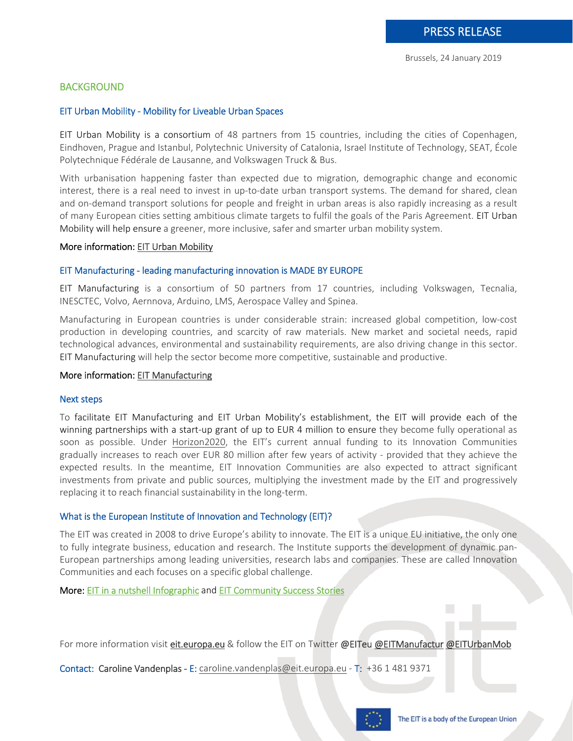PRESS RELEASE

Brussels, 24 January 2019

## BACKGROUND

### EIT Urban Mobility - Mobility for Liveable Urban Spaces

EIT Urban Mobility is a consortium of 48 partners from 15 countries, including the cities of Copenhagen, Eindhoven, Prague and Istanbul, Polytechnic University of Catalonia, Israel Institute of Technology, SEAT, École Polytechnique Fédérale de Lausanne, and Volkswagen Truck & Bus.

With urbanisation happening faster than expected due to migration, demographic change and economic interest, there is a real need to invest in up-to-date urban transport systems. The demand for shared, clean and on-demand transport solutions for people and freight in urban areas is also rapidly increasing as a result of many European cities setting ambitious climate targets to fulfil the goals of the Paris Agreement. EIT Urban Mobility will help ensure a greener, more inclusive, safer and smarter urban mobility system.

More information: EIT Urban Mobility

### EIT Manufacturing - leading manufacturing innovation is MADE BY EUROPE

EIT Manufacturing is a consortium of 50 partners from 17 countries, including Volkswagen, Tecnalia, INESCTEC, Volvo, Aernnova, Arduino, LMS, Aerospace Valley and Spinea.

Manufacturing in European countries is under considerable strain: increased global competition, low-cost production in developing countries, and scarcity of raw materials. New market and societal needs, rapid technological advances, environmental and sustainability requirements, are also driving change in this sector. EIT Manufacturing will help the sector become more competitive, sustainable and productive.

More information: EIT Manufacturing

### Next steps

To facilitate EIT Manufacturing and EIT Urban Mobility's establishment, the EIT will provide each of the winning partnerships with a start-up grant of up to EUR 4 million to ensure they become fully operational as soon as possible. Under Horizon2020, the EIT's current annual funding to its Innovation Communities gradually increases to reach over EUR 80 million after few years of activity - provided that they achieve the expected results. In the meantime, EIT Innovation Communities are also expected to attract significant investments from private and public sources, multiplying the investment made by the EIT and progressively replacing it to reach financial sustainability in the long-term.

### What is the European Institute of Innovation and Technology (EIT)?

The EIT was created in 2008 to drive Europe's ability to innovate. The EIT is a unique EU initiative, the only one to fully integrate business, education and research. The Institute supports the development of dynamic pan-European partnerships among leading universities, research labs and companies. These are called Innovation Communities and each focuses on a specific global challenge.

More: EIT in a nutshell Infographic and EIT Community Success Stories

For more information visit eit.europa.eu & follow the EIT on Twitter @EITeu @EITManufactur @EITUrbanMob

Contact: Caroline Vandenplas - E: caroline.vandenplas@eit.europa.eu - T: +36 1 481 9371

The EIT is a body of the European Union